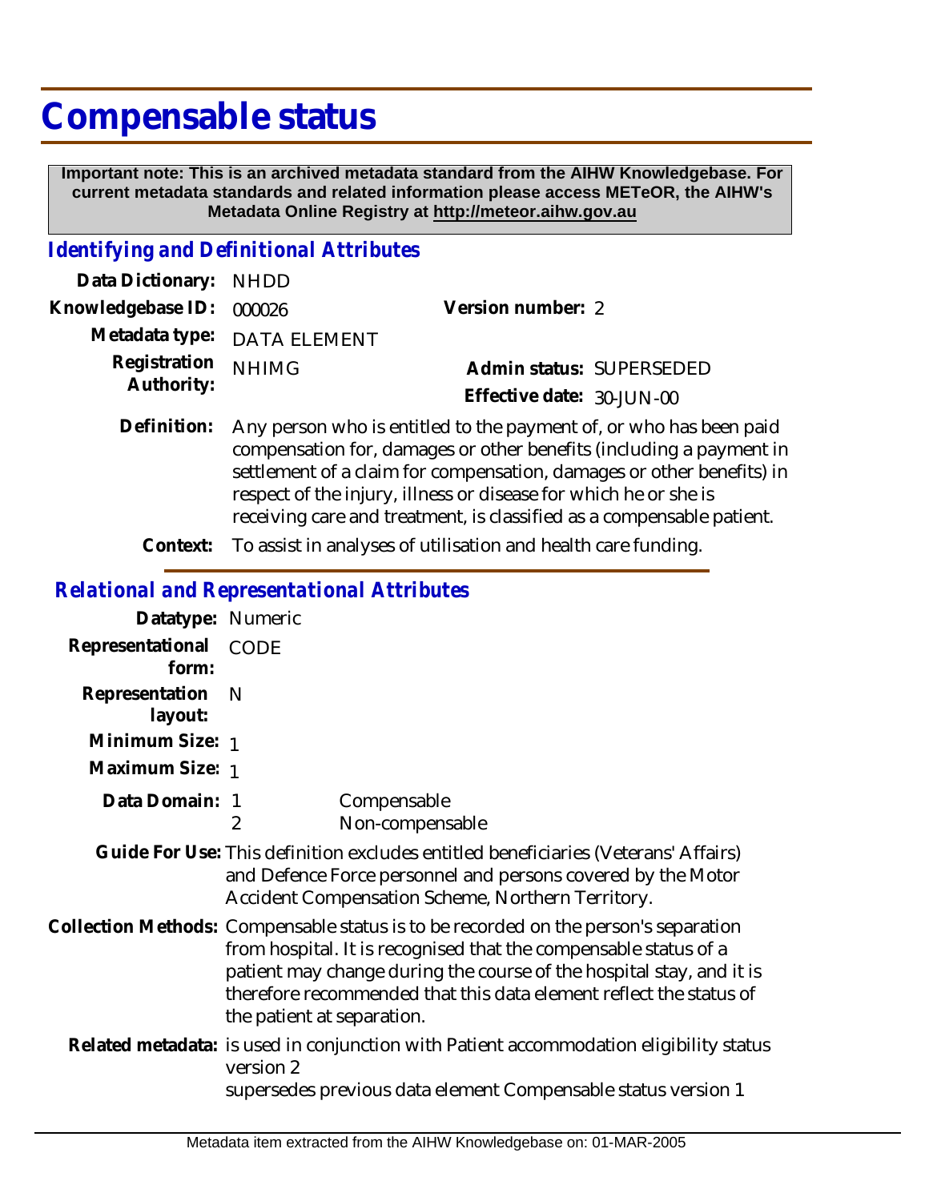# Compensable status

**Important note: This is an archived metadata standard from the AIHW Knowledgebase. For current metadata standards and related information please access METeOR, the AIHW's Metadata Online Registry at http://meteor.aihw.gov.au**

## *Identifying and Definitional Attributes*

**Data Dictionary:** NHDD

**Knowledgebase ID:** 000026 **Version number:** 2

**Metadata type:** DATA ELEMENT

**Registration Authority:** NHIMG **Admin status:** SUPERSEDED

**Effective date:** 30-JUN-00

**Definition:** Any person who is entitled to the payment of, or who has been paid compensation for, damages or other benefits (including a payment in settlement of a claim for compensation, damages or other benefits) in respect of the injury, illness or disease for which he or she is receiving care and treatment, is classified as a compensable patient.

**Context:** To assist in analyses of utilisation and health care funding.

## *Relational and Representational Attributes*

**Datatype:** Numeric

**Representational form:** CODE

**Representation layout:** N

**Minimum Size:** 1

**Maximum Size:** 1

**Data Domain:**

1 Compensable
2 Non-compensable

**Guide For Use:** This definition excludes entitled beneficiaries (Veterans' Affairs) and Defence Force personnel and persons covered by the Motor Accident Compensation Scheme, Northern Territory.

**Collection Methods:** Compensable status is to be recorded on the person's separation from hospital. It is recognised that the compensable status of a patient may change during the course of the hospital stay, and it is therefore recommended that this data element reflect the status of the patient at separation.

**Related metadata:** is used in conjunction with Patient accommodation eligibility status version 2
supersedes previous data element Compensable status version 1

Metadata item extracted from the AIHW Knowledgebase on: 01-MAR-2005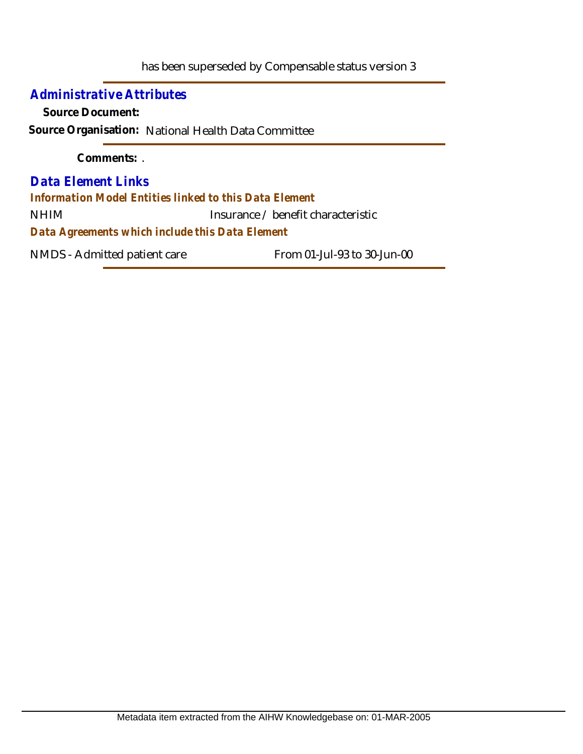has been superseded by Compensable status version 3

## Administrative Attributes

**Source Document:**

**Source Organisation:** National Health Data Committee

**Comments:** .

## Data Element Links

### *Information Model Entities linked to this Data Element*

| | |
|---|---|
| NHIM | Insurance / benefit characteristic |

### *Data Agreements which include this Data Element*

| | |
|---|---|
| NMDS - Admitted patient care | From 01-Jul-93 to 30-Jun-00 |

Metadata item extracted from the AIHW Knowledgebase on: 01-MAR-2005